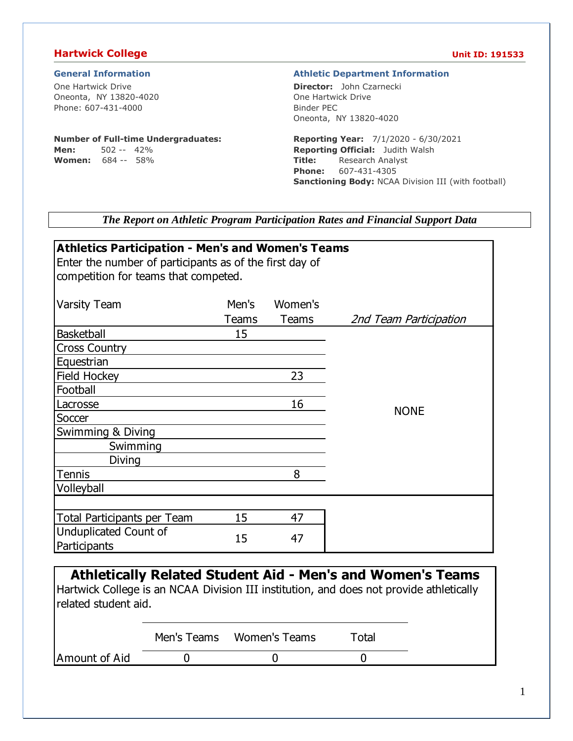## Hartwick College

**Unit ID: 191533**

### General Information

One Hartwick Drive
Oneonta, NY 13820-4020
Phone: 607-431-4000

**Number of Full-time Undergraduates:**
**Men:** 502 -- 42%
**Women:** 684 -- 58%

### Athletic Department Information

**Director:** John Czarnecki
One Hartwick Drive
Binder PEC
Oneonta, NY 13820-4020

**Reporting Year:** 7/1/2020 - 6/30/2021
**Reporting Official:** Judith Walsh
**Title:** Research Analyst
**Phone:** 607-431-4305
**Sanctioning Body:** NCAA Division III (with football)

***The Report on Athletic Program Participation Rates and Financial Support Data***

### Athletics Participation - Men's and Women's Teams

Enter the number of participants as of the first day of competition for teams that competed.

| Varsity Team | Men's Teams | Women's Teams | *2nd Team Participation* |
|---|---|---|---|
| Basketball | 15 | | NONE |
| Cross Country | | | |
| Equestrian | | | |
| Field Hockey | | 23 | |
| Football | | | |
| Lacrosse | | 16 | |
| Soccer | | | |
| Swimming & Diving | | | |
| Swimming | | | |
| Diving | | | |
| Tennis | | 8 | |
| Volleyball | | | |
| Total Participants per Team | 15 | 47 | |
| Unduplicated Count of Participants | 15 | 47 | |

### Athletically Related Student Aid - Men's and Women's Teams

Hartwick College is an NCAA Division III institution, and does not provide athletically related student aid.

| | Men's Teams | Women's Teams | Total |
|---|---|---|---|
| Amount of Aid | 0 | 0 | 0 |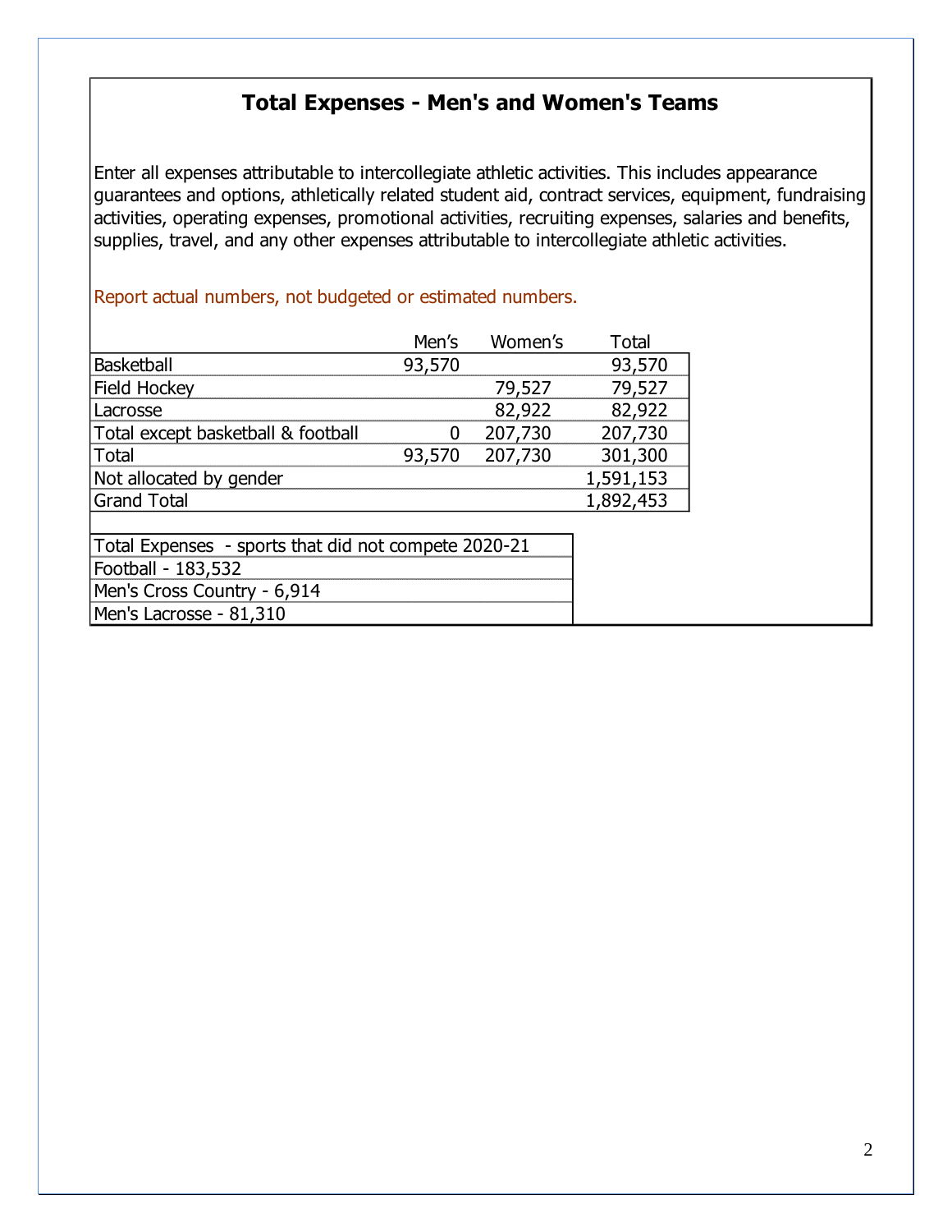## Total Expenses - Men's and Women's Teams

Enter all expenses attributable to intercollegiate athletic activities. This includes appearance guarantees and options, athletically related student aid, contract services, equipment, fundraising activities, operating expenses, promotional activities, recruiting expenses, salaries and benefits, supplies, travel, and any other expenses attributable to intercollegiate athletic activities.

Report actual numbers, not budgeted or estimated numbers.

| | Men's | Women's | Total |
|---|---|---|---|
| Basketball | 93,570 | | 93,570 |
| Field Hockey | | 79,527 | 79,527 |
| Lacrosse | | 82,922 | 82,922 |
| Total except basketball & football | 0 | 207,730 | 207,730 |
| Total | 93,570 | 207,730 | 301,300 |
| Not allocated by gender | | | 1,591,153 |
| Grand Total | | | 1,892,453 |

| Total Expenses - sports that did not compete 2020-21 |
|---|
| Football - 183,532 |
| Men's Cross Country - 6,914 |
| Men's Lacrosse - 81,310 |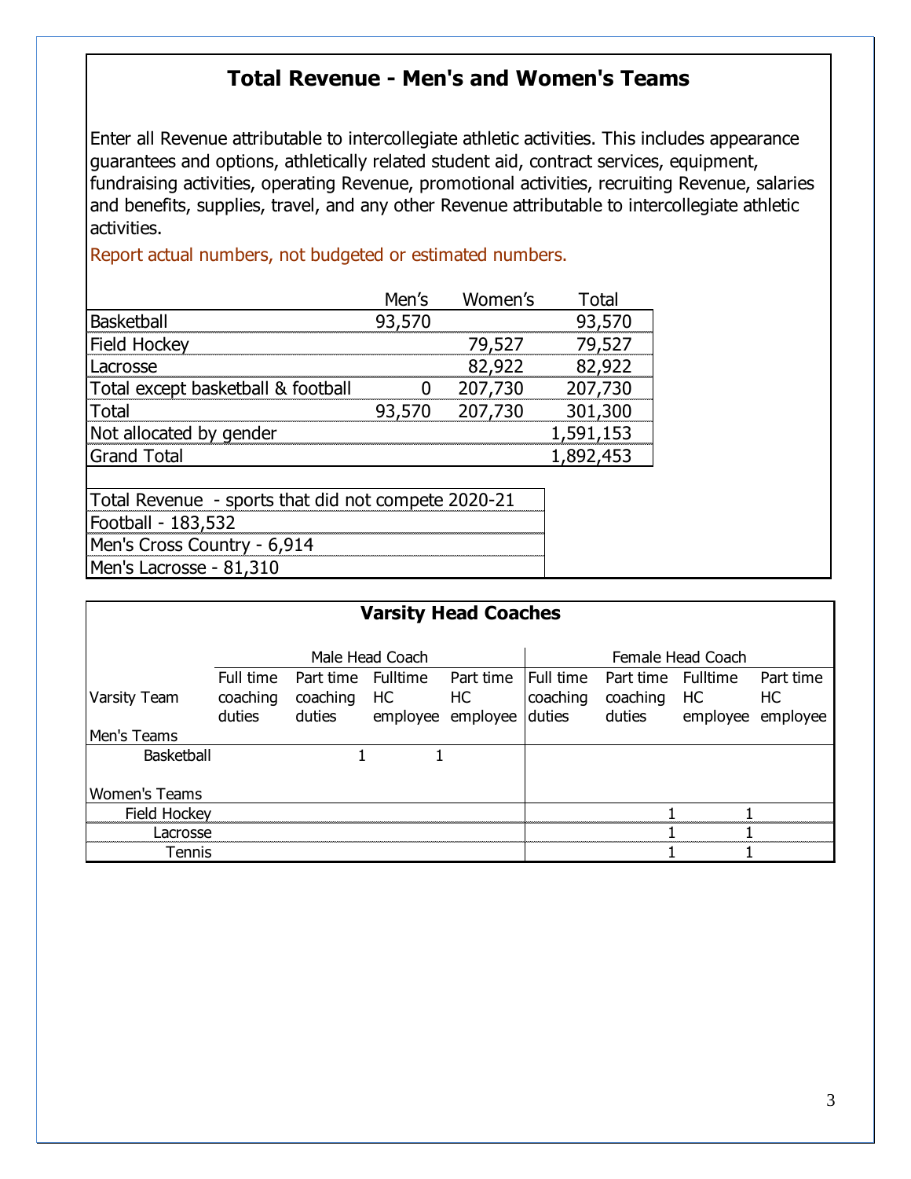## Total Revenue - Men's and Women's Teams

Enter all Revenue attributable to intercollegiate athletic activities. This includes appearance guarantees and options, athletically related student aid, contract services, equipment, fundraising activities, operating Revenue, promotional activities, recruiting Revenue, salaries and benefits, supplies, travel, and any other Revenue attributable to intercollegiate athletic activities.

Report actual numbers, not budgeted or estimated numbers.

| | Men's | Women's | Total |
|---|---|---|---|
| Basketball | 93,570 | | 93,570 |
| Field Hockey | | 79,527 | 79,527 |
| Lacrosse | | 82,922 | 82,922 |
| Total except basketball & football | 0 | 207,730 | 207,730 |
| Total | 93,570 | 207,730 | 301,300 |
| Not allocated by gender | | | 1,591,153 |
| Grand Total | | | 1,892,453 |

| Total Revenue - sports that did not compete 2020-21 |
|---|
| Football - 183,532 |
| Men's Cross Country - 6,914 |
| Men's Lacrosse - 81,310 |

## Varsity Head Coaches

| | Male Head Coach | | | | Female Head Coach | | | |
|---|---|---|---|---|---|---|---|---|
| Varsity Team | Full time coaching duties | Part time coaching duties | Fulltime HC employee | Part time HC employee | Full time coaching duties | Part time coaching duties | Fulltime HC employee | Part time HC employee |
| **Men's Teams** | | | | | | | | |
| Basketball | | 1 | 1 | | | | | |
| **Women's Teams** | | | | | | | | |
| Field Hockey | | | | | | 1 | 1 | |
| Lacrosse | | | | | | 1 | 1 | |
| Tennis | | | | | | 1 | 1 | |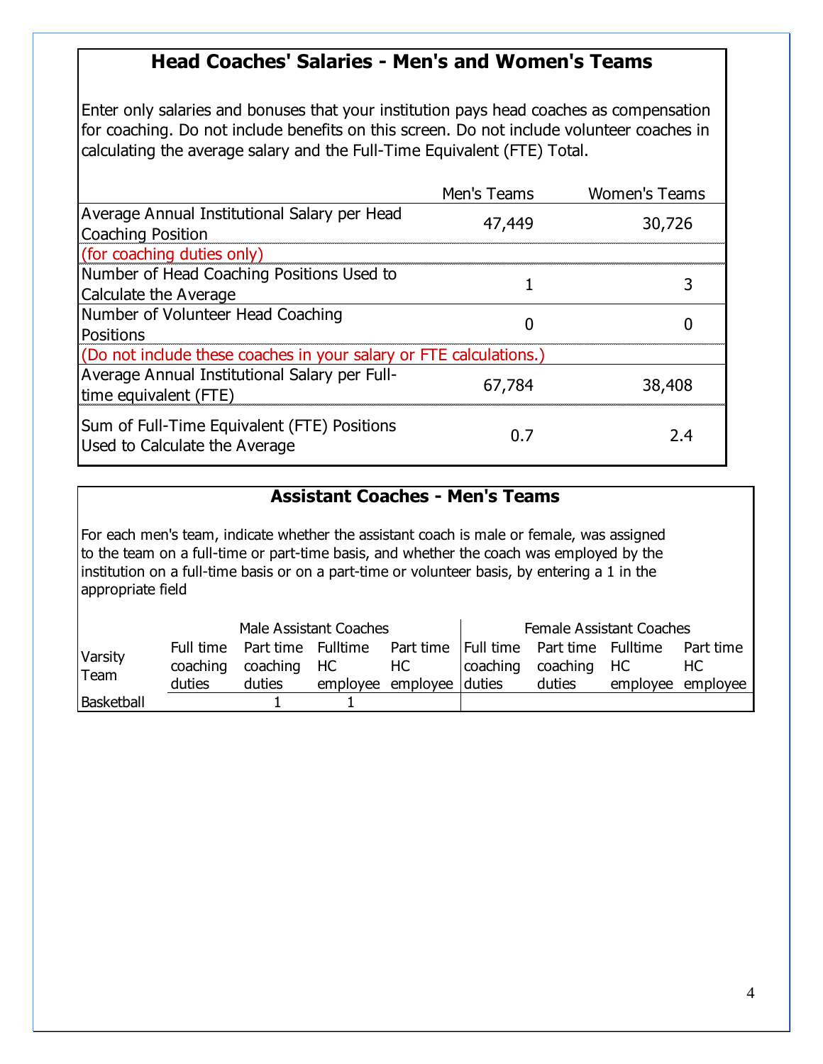## Head Coaches' Salaries - Men's and Women's Teams

Enter only salaries and bonuses that your institution pays head coaches as compensation for coaching. Do not include benefits on this screen. Do not include volunteer coaches in calculating the average salary and the Full-Time Equivalent (FTE) Total.

| | Men's Teams | Women's Teams |
|---|---|---|
| Average Annual Institutional Salary per Head Coaching Position | 47,449 | 30,726 |
| (for coaching duties only) | | |
| Number of Head Coaching Positions Used to Calculate the Average | 1 | 3 |
| Number of Volunteer Head Coaching Positions | 0 | 0 |
| (Do not include these coaches in your salary or FTE calculations.) | | |
| Average Annual Institutional Salary per Full-time equivalent (FTE) | 67,784 | 38,408 |
| Sum of Full-Time Equivalent (FTE) Positions Used to Calculate the Average | 0.7 | 2.4 |

## Assistant Coaches - Men's Teams

For each men's team, indicate whether the assistant coach is male or female, was assigned to the team on a full-time or part-time basis, and whether the coach was employed by the institution on a full-time basis or on a part-time or volunteer basis, by entering a 1 in the appropriate field

| | Male Assistant Coaches | | | | Female Assistant Coaches | | | |
|---|---|---|---|---|---|---|---|---|
| Varsity Team | Full time coaching duties | Part time coaching duties | Fulltime HC employee | Part time HC employee | Full time coaching duties | Part time coaching duties | Fulltime HC employee | Part time HC employee |
| Basketball | | 1 | 1 | | | | | |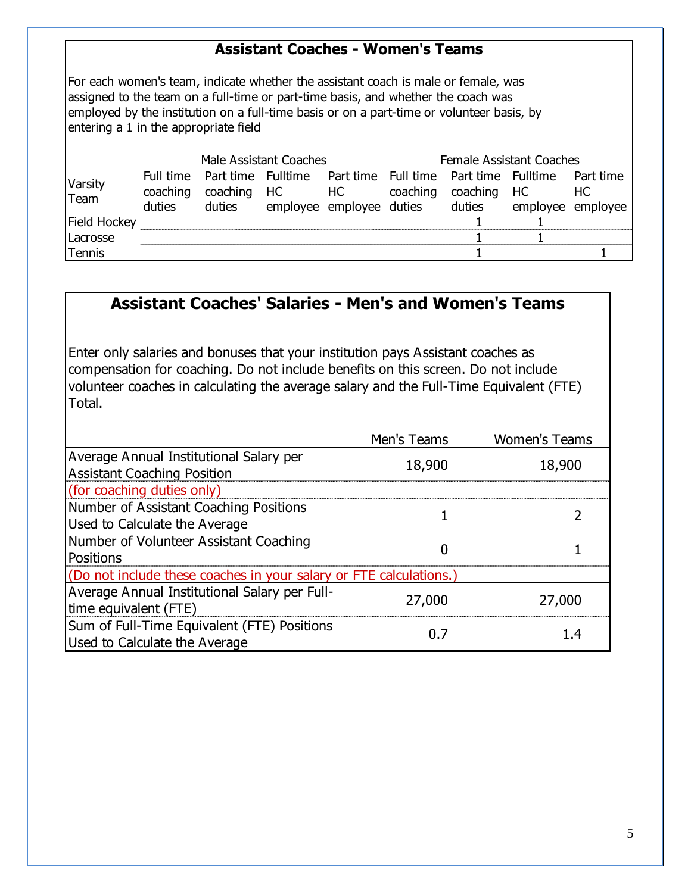## Assistant Coaches - Women's Teams

For each women's team, indicate whether the assistant coach is male or female, was assigned to the team on a full-time or part-time basis, and whether the coach was employed by the institution on a full-time basis or on a part-time or volunteer basis, by entering a 1 in the appropriate field

| | Male Assistant Coaches | | | | Female Assistant Coaches | | | |
|---|---|---|---|---|---|---|---|---|
| Varsity Team | Full time coaching duties | Part time coaching duties | Fulltime HC employee | Part time HC employee | Full time coaching duties | Part time coaching duties | Fulltime HC employee | Part time HC employee |
| Field Hockey | | | | | | 1 | 1 | |
| Lacrosse | | | | | | 1 | 1 | |
| Tennis | | | | | | 1 | | 1 |

## Assistant Coaches' Salaries - Men's and Women's Teams

Enter only salaries and bonuses that your institution pays Assistant coaches as compensation for coaching. Do not include benefits on this screen. Do not include volunteer coaches in calculating the average salary and the Full-Time Equivalent (FTE) Total.

| | Men's Teams | Women's Teams |
|---|---|---|
| Average Annual Institutional Salary per Assistant Coaching Position | 18,900 | 18,900 |
| (for coaching duties only) | | |
| Number of Assistant Coaching Positions Used to Calculate the Average | 1 | 2 |
| Number of Volunteer Assistant Coaching Positions | 0 | 1 |
| (Do not include these coaches in your salary or FTE calculations.) | | |
| Average Annual Institutional Salary per Full-time equivalent (FTE) | 27,000 | 27,000 |
| Sum of Full-Time Equivalent (FTE) Positions Used to Calculate the Average | 0.7 | 1.4 |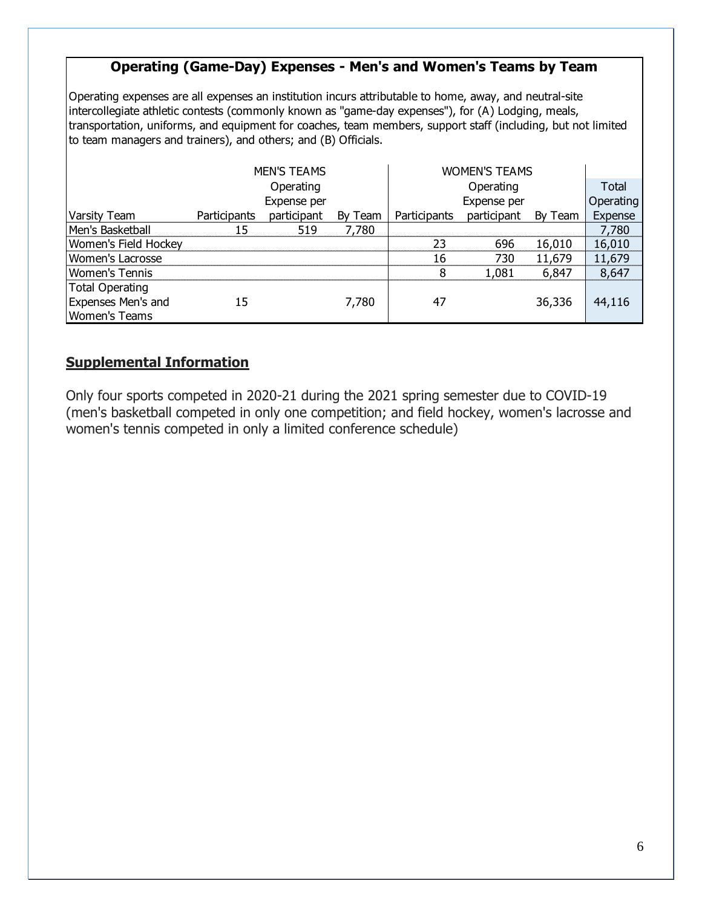## Operating (Game-Day) Expenses - Men's and Women's Teams by Team

Operating expenses are all expenses an institution incurs attributable to home, away, and neutral-site intercollegiate athletic contests (commonly known as "game-day expenses"), for (A) Lodging, meals, transportation, uniforms, and equipment for coaches, team members, support staff (including, but not limited to team managers and trainers), and others; and (B) Officials.

| | MEN'S TEAMS | | | WOMEN'S TEAMS | | | |
|---|---|---|---|---|---|---|---|
| Varsity Team | Participants | Operating Expense per participant | By Team | Participants | Operating Expense per participant | By Team | Total Operating Expense |
| Men's Basketball | 15 | 519 | 7,780 | | | | 7,780 |
| Women's Field Hockey | | | | 23 | 696 | 16,010 | 16,010 |
| Women's Lacrosse | | | | 16 | 730 | 11,679 | 11,679 |
| Women's Tennis | | | | 8 | 1,081 | 6,847 | 8,647 |
| Total Operating Expenses Men's and Women's Teams | 15 | | 7,780 | 47 | | 36,336 | 44,116 |

## Supplemental Information

Only four sports competed in 2020-21 during the 2021 spring semester due to COVID-19 (men's basketball competed in only one competition; and field hockey, women's lacrosse and women's tennis competed in only a limited conference schedule)